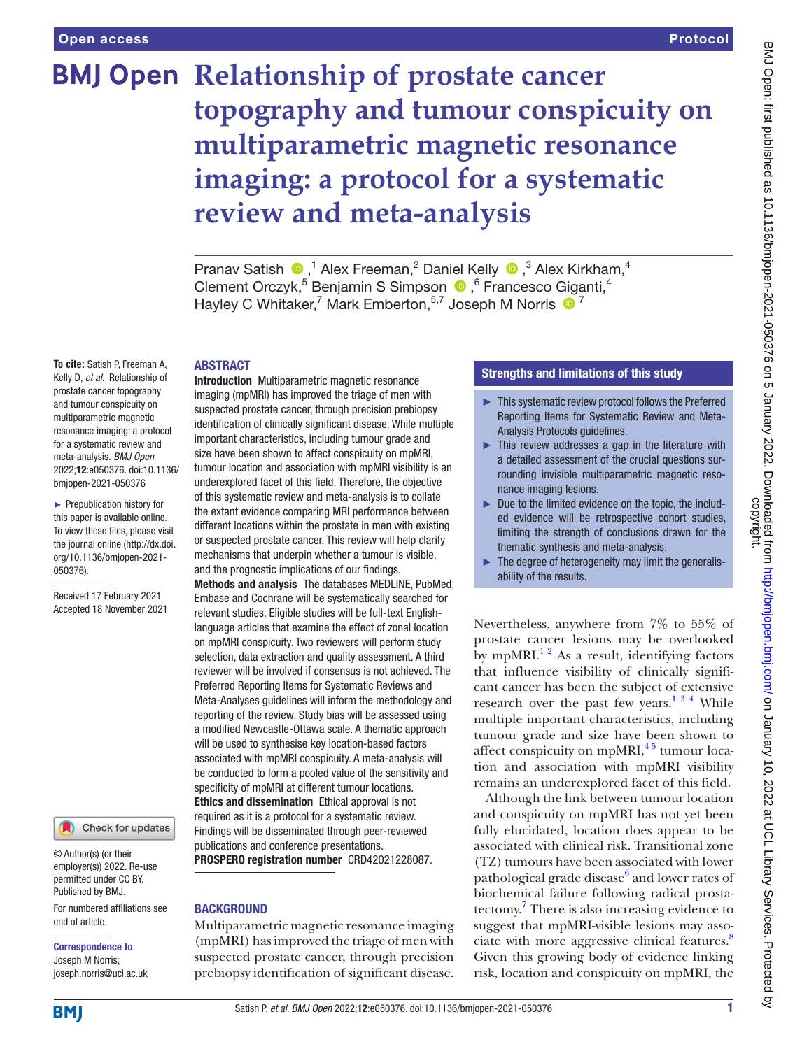# Relationship of prostate cancer topography and tumour conspicuity on multiparametric magnetic resonance imaging: a protocol for a systematic review and meta-analysis

Pranav Satish,[1] Alex Freeman,[2] Daniel Kelly,[3] Alex Kirkham,[4] Clement Orczyk,[5] Benjamin S Simpson,[6] Francesco Giganti,[4] Hayley C Whitaker,[7] Mark Emberton,[5,7] Joseph M Norris[7]

**To cite:** Satish P, Freeman A, Kelly D, *et al.* Relationship of prostate cancer topography and tumour conspicuity on multiparametric magnetic resonance imaging: a protocol for a systematic review and meta-analysis. *BMJ Open* 2022;**12**:e050376. doi:10.1136/bmjopen-2021-050376

► Prepublication history for this paper is available online. To view these files, please visit the journal online (http://dx.doi.org/10.1136/bmjopen-2021-050376).

Received 17 February 2021
Accepted 18 November 2021

© Author(s) (or their employer(s)) 2022. Re-use permitted under CC BY. Published by BMJ.

For numbered affiliations see end of article.

**Correspondence to**
Joseph M Norris; joseph.norris@ucl.ac.uk

## ABSTRACT

**Introduction** Multiparametric magnetic resonance imaging (mpMRI) has improved the triage of men with suspected prostate cancer, through precision prebiopsy identification of clinically significant disease. While multiple important characteristics, including tumour grade and size have been shown to affect conspicuity on mpMRI, tumour location and association with mpMRI visibility is an underexplored facet of this field. Therefore, the objective of this systematic review and meta-analysis is to collate the extant evidence comparing MRI performance between different locations within the prostate in men with existing or suspected prostate cancer. This review will help clarify mechanisms that underpin whether a tumour is visible, and the prognostic implications of our findings.

**Methods and analysis** The databases MEDLINE, PubMed, Embase and Cochrane will be systematically searched for relevant studies. Eligible studies will be full-text English-language articles that examine the effect of zonal location on mpMRI conspicuity. Two reviewers will perform study selection, data extraction and quality assessment. A third reviewer will be involved if consensus is not achieved. The Preferred Reporting Items for Systematic Reviews and Meta-Analyses guidelines will inform the methodology and reporting of the review. Study bias will be assessed using a modified Newcastle-Ottawa scale. A thematic approach will be used to synthesise key location-based factors associated with mpMRI conspicuity. A meta-analysis will be conducted to form a pooled value of the sensitivity and specificity of mpMRI at different tumour locations.

**Ethics and dissemination** Ethical approval is not required as it is a protocol for a systematic review. Findings will be disseminated through peer-reviewed publications and conference presentations.

**PROSPERO registration number** CRD42021228087.

### Strengths and limitations of this study

- This systematic review protocol follows the Preferred Reporting Items for Systematic Review and Meta-Analysis Protocols guidelines.
- This review addresses a gap in the literature with a detailed assessment of the crucial questions surrounding invisible multiparametric magnetic resonance imaging lesions.
- Due to the limited evidence on the topic, the included evidence will be retrospective cohort studies, limiting the strength of conclusions drawn for the thematic synthesis and meta-analysis.
- The degree of heterogeneity may limit the generalisability of the results.

## BACKGROUND

Multiparametric magnetic resonance imaging (mpMRI) has improved the triage of men with suspected prostate cancer, through precision prebiopsy identification of significant disease. Nevertheless, anywhere from 7% to 55% of prostate cancer lesions may be overlooked by mpMRI.[1,2] As a result, identifying factors that influence visibility of clinically significant cancer has been the subject of extensive research over the past few years.[1,3,4] While multiple important characteristics, including tumour grade and size have been shown to affect conspicuity on mpMRI,[4,5] tumour location and association with mpMRI visibility remains an underexplored facet of this field.

Although the link between tumour location and conspicuity on mpMRI has not yet been fully elucidated, location does appear to be associated with clinical risk. Transitional zone (TZ) tumours have been associated with lower pathological grade disease[6] and lower rates of biochemical failure following radical prostatectomy.[7] There is also increasing evidence to suggest that mpMRI-visible lesions may associate with more aggressive clinical features.[8] Given this growing body of evidence linking risk, location and conspicuity on mpMRI, the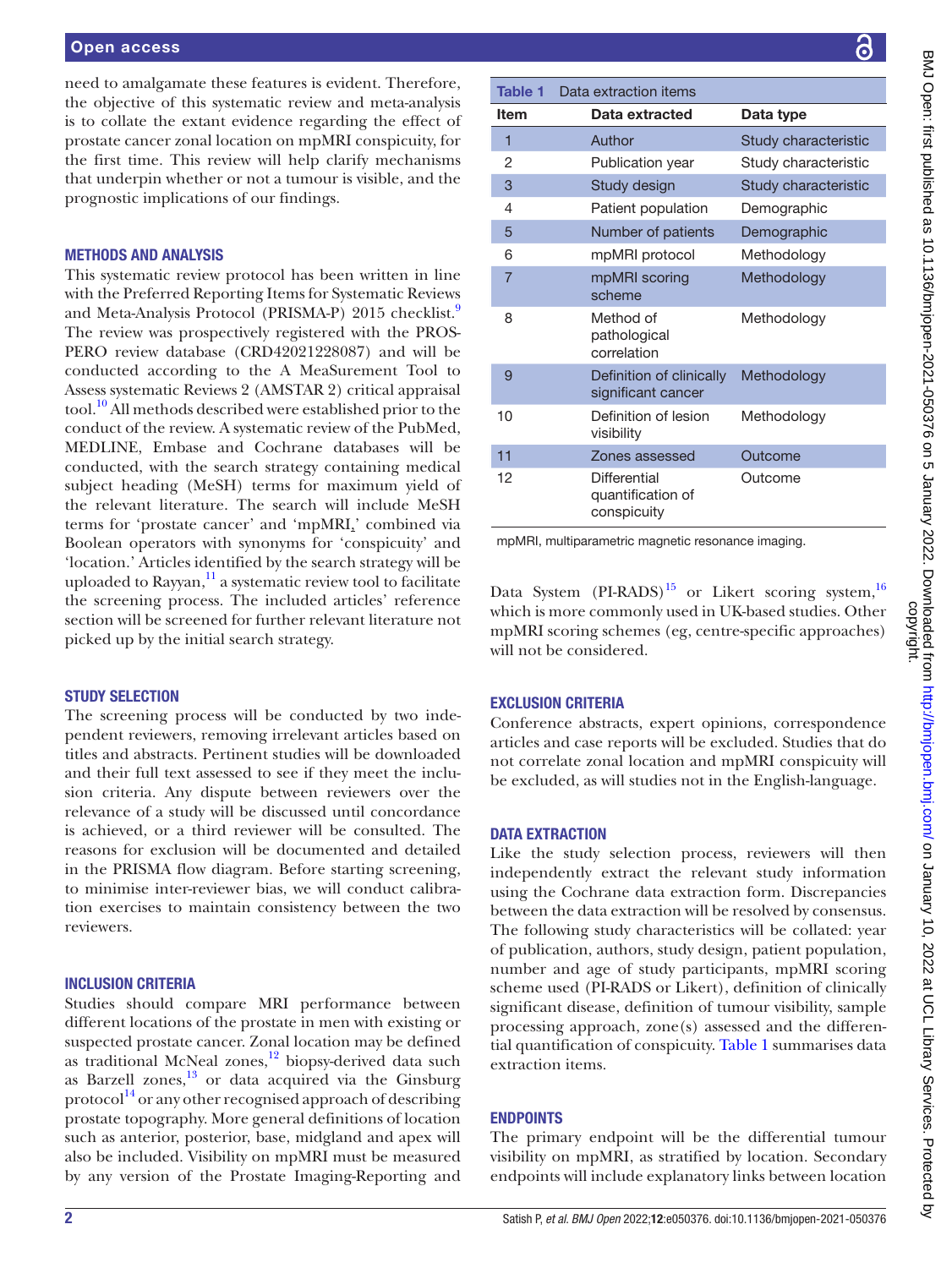need to amalgamate these features is evident. Therefore, the objective of this systematic review and meta-analysis is to collate the extant evidence regarding the effect of prostate cancer zonal location on mpMRI conspicuity, for the first time. This review will help clarify mechanisms that underpin whether or not a tumour is visible, and the prognostic implications of our findings.

## METHODS AND ANALYSIS

This systematic review protocol has been written in line with the Preferred Reporting Items for Systematic Reviews and Meta-Analysis Protocol (PRISMA-P) 2015 checklist.[9] The review was prospectively registered with the PROSPERO review database (CRD42021228087) and will be conducted according to the A MeaSurement Tool to Assess systematic Reviews 2 (AMSTAR 2) critical appraisal tool.[10] All methods described were established prior to the conduct of the review. A systematic review of the PubMed, MEDLINE, Embase and Cochrane databases will be conducted, with the search strategy containing medical subject heading (MeSH) terms for maximum yield of the relevant literature. The search will include MeSH terms for 'prostate cancer' and 'mpMRI,' combined via Boolean operators with synonyms for 'conspicuity' and 'location.' Articles identified by the search strategy will be uploaded to Rayyan,[11] a systematic review tool to facilitate the screening process. The included articles' reference section will be screened for further relevant literature not picked up by the initial search strategy.

## STUDY SELECTION

The screening process will be conducted by two independent reviewers, removing irrelevant articles based on titles and abstracts. Pertinent studies will be downloaded and their full text assessed to see if they meet the inclusion criteria. Any dispute between reviewers over the relevance of a study will be discussed until concordance is achieved, or a third reviewer will be consulted. The reasons for exclusion will be documented and detailed in the PRISMA flow diagram. Before starting screening, to minimise inter-reviewer bias, we will conduct calibration exercises to maintain consistency between the two reviewers.

## INCLUSION CRITERIA

Studies should compare MRI performance between different locations of the prostate in men with existing or suspected prostate cancer. Zonal location may be defined as traditional McNeal zones,[12] biopsy-derived data such as Barzell zones,[13] or data acquired via the Ginsburg protocol[14] or any other recognised approach of describing prostate topography. More general definitions of location such as anterior, posterior, base, midgland and apex will also be included. Visibility on mpMRI must be measured by any version of the Prostate Imaging-Reporting and Data System (PI-RADS)[15] or Likert scoring system,[16] which is more commonly used in UK-based studies. Other mpMRI scoring schemes (eg, centre-specific approaches) will not be considered.

**Table 1** Data extraction items

| Item | Data extracted | Data type |
|---|---|---|
| 1 | Author | Study characteristic |
| 2 | Publication year | Study characteristic |
| 3 | Study design | Study characteristic |
| 4 | Patient population | Demographic |
| 5 | Number of patients | Demographic |
| 6 | mpMRI protocol | Methodology |
| 7 | mpMRI scoring scheme | Methodology |
| 8 | Method of pathological correlation | Methodology |
| 9 | Definition of clinically significant cancer | Methodology |
| 10 | Definition of lesion visibility | Methodology |
| 11 | Zones assessed | Outcome |
| 12 | Differential quantification of conspicuity | Outcome |

mpMRI, multiparametric magnetic resonance imaging.

## EXCLUSION CRITERIA

Conference abstracts, expert opinions, correspondence articles and case reports will be excluded. Studies that do not correlate zonal location and mpMRI conspicuity will be excluded, as will studies not in the English-language.

## DATA EXTRACTION

Like the study selection process, reviewers will then independently extract the relevant study information using the Cochrane data extraction form. Discrepancies between the data extraction will be resolved by consensus. The following study characteristics will be collated: year of publication, authors, study design, patient population, number and age of study participants, mpMRI scoring scheme used (PI-RADS or Likert), definition of clinically significant disease, definition of tumour visibility, sample processing approach, zone(s) assessed and the differential quantification of conspicuity. Table 1 summarises data extraction items.

## ENDPOINTS

The primary endpoint will be the differential tumour visibility on mpMRI, as stratified by location. Secondary endpoints will include explanatory links between location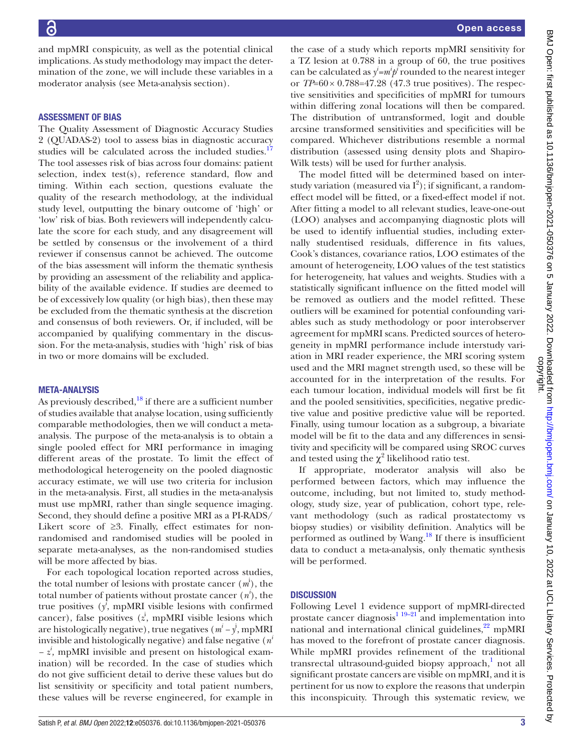and mpMRI conspicuity, as well as the potential clinical implications. As study methodology may impact the determination of the zone, we will include these variables in a moderator analysis (see Meta-analysis section).

## ASSESSMENT OF BIAS

The Quality Assessment of Diagnostic Accuracy Studies 2 (QUADAS-2) tool to assess bias in diagnostic accuracy studies will be calculated across the included studies.[17] The tool assesses risk of bias across four domains: patient selection, index test(s), reference standard, flow and timing. Within each section, questions evaluate the quality of the research methodology, at the individual study level, outputting the binary outcome of 'high' or 'low' risk of bias. Both reviewers will independently calculate the score for each study, and any disagreement will be settled by consensus or the involvement of a third reviewer if consensus cannot be achieved. The outcome of the bias assessment will inform the thematic synthesis by providing an assessment of the reliability and applicability of the available evidence. If studies are deemed to be of excessively low quality (or high bias), then these may be excluded from the thematic synthesis at the discretion and consensus of both reviewers. Or, if included, will be accompanied by qualifying commentary in the discussion. For the meta-analysis, studies with 'high' risk of bias in two or more domains will be excluded.

## META-ANALYSIS

As previously described,[18] if there are a sufficient number of studies available that analyse location, using sufficiently comparable methodologies, then we will conduct a meta-analysis. The purpose of the meta-analysis is to obtain a single pooled effect for MRI performance in imaging different areas of the prostate. To limit the effect of methodological heterogeneity on the pooled diagnostic accuracy estimate, we will use two criteria for inclusion in the meta-analysis. First, all studies in the meta-analysis must use mpMRI, rather than single sequence imaging. Second, they should define a positive MRI as a PI-RADS/Likert score of ≥3. Finally, effect estimates for non-randomised and randomised studies will be pooled in separate meta-analyses, as the non-randomised studies will be more affected by bias.

For each topological location reported across studies, the total number of lesions with prostate cancer ($m^i$), the total number of patients without prostate cancer ($n^i$), the true positives ($y^i$, mpMRI visible lesions with confirmed cancer), false positives ($z^i$, mpMRI visible lesions which are histologically negative), true negatives ($m^i - y^i$, mpMRI invisible and histologically negative) and false negative ($n^i - z^i$, mpMRI invisible and present on histological examination) will be recorded. In the case of studies which do not give sufficient detail to derive these values but do list sensitivity or specificity and total patient numbers, these values will be reverse engineered, for example in the case of a study which reports mpMRI sensitivity for a TZ lesion at 0.788 in a group of 60, the true positives can be calculated as $y^i = m^i p^i$ rounded to the nearest integer or $TP = 60 \times 0.788 = 47.28$ (47.3 true positives). The respective sensitivities and specificities of mpMRI for tumours within differing zonal locations will then be compared. The distribution of untransformed, logit and double arcsine transformed sensitivities and specificities will be compared. Whichever distributions resemble a normal distribution (assessed using density plots and Shapiro-Wilk tests) will be used for further analysis.

The model fitted will be determined based on interstudy variation (measured via $I^2$); if significant, a random-effect model will be fitted, or a fixed-effect model if not. After fitting a model to all relevant studies, leave-one-out (LOO) analyses and accompanying diagnostic plots will be used to identify influential studies, including externally studentised residuals, difference in fits values, Cook's distances, covariance ratios, LOO estimates of the amount of heterogeneity, LOO values of the test statistics for heterogeneity, hat values and weights. Studies with a statistically significant influence on the fitted model will be removed as outliers and the model refitted. These outliers will be examined for potential confounding variables such as study methodology or poor interobserver agreement for mpMRI scans. Predicted sources of heterogeneity in mpMRI performance include interstudy variation in MRI reader experience, the MRI scoring system used and the MRI magnet strength used, so these will be accounted for in the interpretation of the results. For each tumour location, individual models will first be fit and the pooled sensitivities, specificities, negative predictive value and positive predictive value will be reported. Finally, using tumour location as a subgroup, a bivariate model will be fit to the data and any differences in sensitivity and specificity will be compared using SROC curves and tested using the $\chi^2$ likelihood ratio test.

If appropriate, moderator analysis will also be performed between factors, which may influence the outcome, including, but not limited to, study methodology, study size, year of publication, cohort type, relevant methodology (such as radical prostatectomy vs biopsy studies) or visibility definition. Analytics will be performed as outlined by Wang.[18] If there is insufficient data to conduct a meta-analysis, only thematic synthesis will be performed.

## DISCUSSION

Following Level 1 evidence support of mpMRI-directed prostate cancer diagnosis[1 19–21] and implementation into national and international clinical guidelines,[22] mpMRI has moved to the forefront of prostate cancer diagnosis. While mpMRI provides refinement of the traditional transrectal ultrasound-guided biopsy approach,[1] not all significant prostate cancers are visible on mpMRI, and it is pertinent for us now to explore the reasons that underpin this inconspicuity. Through this systematic review, we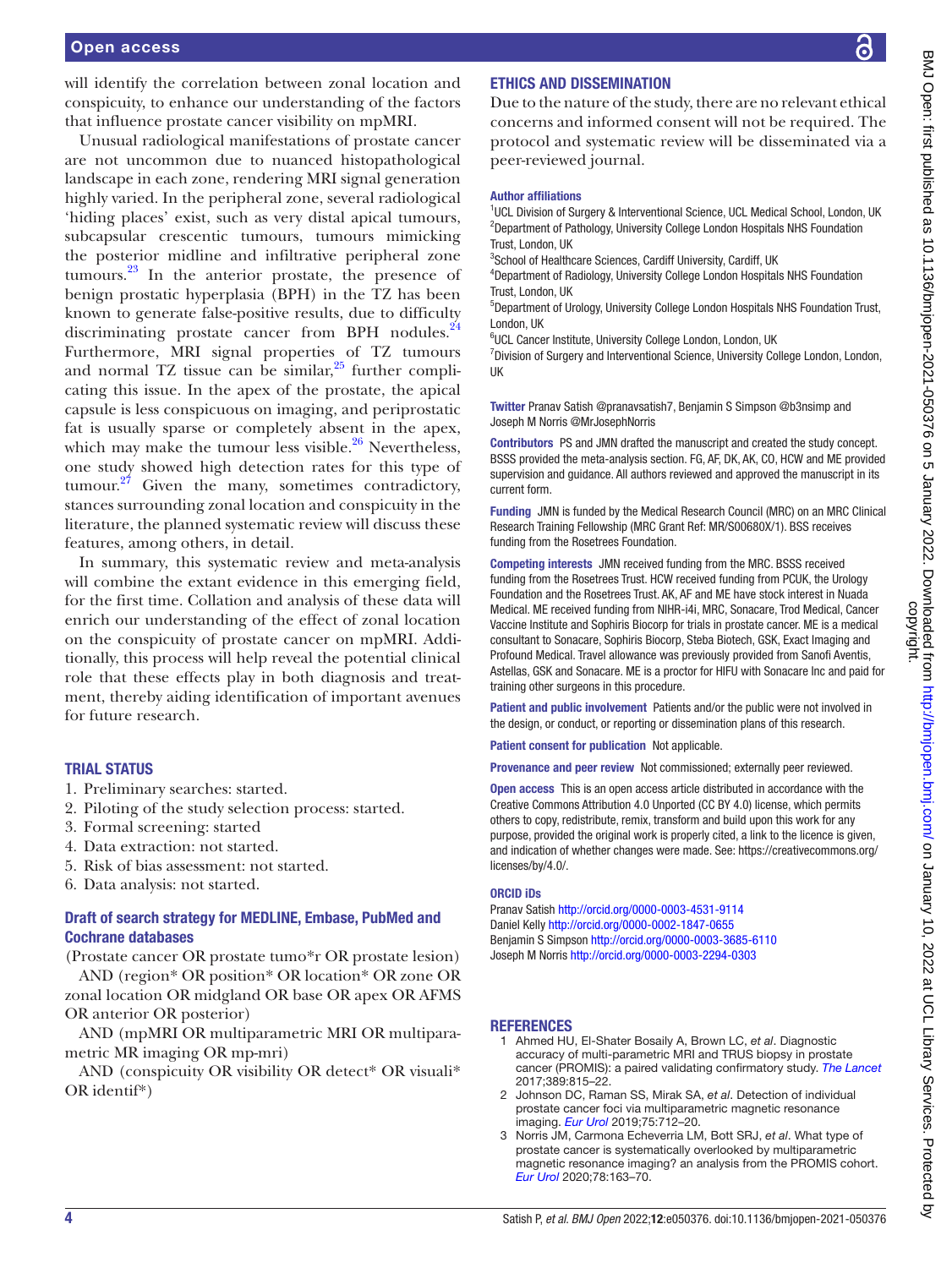will identify the correlation between zonal location and conspicuity, to enhance our understanding of the factors that influence prostate cancer visibility on mpMRI.

Unusual radiological manifestations of prostate cancer are not uncommon due to nuanced histopathological landscape in each zone, rendering MRI signal generation highly varied. In the peripheral zone, several radiological 'hiding places' exist, such as very distal apical tumours, subcapsular crescentic tumours, tumours mimicking the posterior midline and infiltrative peripheral zone tumours.[23] In the anterior prostate, the presence of benign prostatic hyperplasia (BPH) in the TZ has been known to generate false-positive results, due to difficulty discriminating prostate cancer from BPH nodules.[24] Furthermore, MRI signal properties of TZ tumours and normal TZ tissue can be similar,[25] further complicating this issue. In the apex of the prostate, the apical capsule is less conspicuous on imaging, and periprostatic fat is usually sparse or completely absent in the apex, which may make the tumour less visible.[26] Nevertheless, one study showed high detection rates for this type of tumour.[27] Given the many, sometimes contradictory, stances surrounding zonal location and conspicuity in the literature, the planned systematic review will discuss these features, among others, in detail.

In summary, this systematic review and meta-analysis will combine the extant evidence in this emerging field, for the first time. Collation and analysis of these data will enrich our understanding of the effect of zonal location on the conspicuity of prostate cancer on mpMRI. Additionally, this process will help reveal the potential clinical role that these effects play in both diagnosis and treatment, thereby aiding identification of important avenues for future research.

## TRIAL STATUS

1. Preliminary searches: started.
2. Piloting of the study selection process: started.
3. Formal screening: started
4. Data extraction: not started.
5. Risk of bias assessment: not started.
6. Data analysis: not started.

### Draft of search strategy for MEDLINE, Embase, PubMed and Cochrane databases

(Prostate cancer OR prostate tumo*r OR prostate lesion)

AND (region* OR position* OR location* OR zone OR zonal location OR midgland OR base OR apex OR AFMS OR anterior OR posterior)

AND (mpMRI OR multiparametric MRI OR multiparametric MR imaging OR mp-mri)

AND (conspicuity OR visibility OR detect* OR visuali* OR identif*)

## ETHICS AND DISSEMINATION

Due to the nature of the study, there are no relevant ethical concerns and informed consent will not be required. The protocol and systematic review will be disseminated via a peer-reviewed journal.

**Author affiliations**

[1]UCL Division of Surgery & Interventional Science, UCL Medical School, London, UK
[2]Department of Pathology, University College London Hospitals NHS Foundation Trust, London, UK
[3]School of Healthcare Sciences, Cardiff University, Cardiff, UK
[4]Department of Radiology, University College London Hospitals NHS Foundation Trust, London, UK
[5]Department of Urology, University College London Hospitals NHS Foundation Trust, London, UK
[6]UCL Cancer Institute, University College London, London, UK
[7]Division of Surgery and Interventional Science, University College London, London, UK

**Twitter** Pranav Satish @pranavsatish7, Benjamin S Simpson @b3nsimp and Joseph M Norris @MrJosephNorris

**Contributors** PS and JMN drafted the manuscript and created the study concept. BSSS provided the meta-analysis section. FG, AF, DK, AK, CO, HCW and ME provided supervision and guidance. All authors reviewed and approved the manuscript in its current form.

**Funding** JMN is funded by the Medical Research Council (MRC) on an MRC Clinical Research Training Fellowship (MRC Grant Ref: MR/S00680X/1). BSS receives funding from the Rosetrees Foundation.

**Competing interests** JMN received funding from the MRC. BSSS received funding from the Rosetrees Trust. HCW received funding from PCUK, the Urology Foundation and the Rosetrees Trust. AK, AF and ME have stock interest in Nuada Medical. ME received funding from NIHR-i4i, MRC, Sonacare, Trod Medical, Cancer Vaccine Institute and Sophiris Biocorp for trials in prostate cancer. ME is a medical consultant to Sonacare, Sophiris Biocorp, Steba Biotech, GSK, Exact Imaging and Profound Medical. Travel allowance was previously provided from Sanofi Aventis, Astellas, GSK and Sonacare. ME is a proctor for HIFU with Sonacare Inc and paid for training other surgeons in this procedure.

**Patient and public involvement** Patients and/or the public were not involved in the design, or conduct, or reporting or dissemination plans of this research.

**Patient consent for publication** Not applicable.

**Provenance and peer review** Not commissioned; externally peer reviewed.

**Open access** This is an open access article distributed in accordance with the Creative Commons Attribution 4.0 Unported (CC BY 4.0) license, which permits others to copy, redistribute, remix, transform and build upon this work for any purpose, provided the original work is properly cited, a link to the licence is given, and indication of whether changes were made. See: https://creativecommons.org/licenses/by/4.0/.

**ORCID iDs**

Pranav Satish http://orcid.org/0000-0003-4531-9114
Daniel Kelly http://orcid.org/0000-0002-1847-0655
Benjamin S Simpson http://orcid.org/0000-0003-3685-6110
Joseph M Norris http://orcid.org/0000-0003-2294-0303

## REFERENCES

1. Ahmed HU, El-Shater Bosaily A, Brown LC, *et al*. Diagnostic accuracy of multi-parametric MRI and TRUS biopsy in prostate cancer (PROMIS): a paired validating confirmatory study. *The Lancet* 2017;389:815–22.
2. Johnson DC, Raman SS, Mirak SA, *et al*. Detection of individual prostate cancer foci via multiparametric magnetic resonance imaging. *Eur Urol* 2019;75:712–20.
3. Norris JM, Carmona Echeverria LM, Bott SRJ, *et al*. What type of prostate cancer is systematically overlooked by multiparametric magnetic resonance imaging? an analysis from the PROMIS cohort. *Eur Urol* 2020;78:163–70.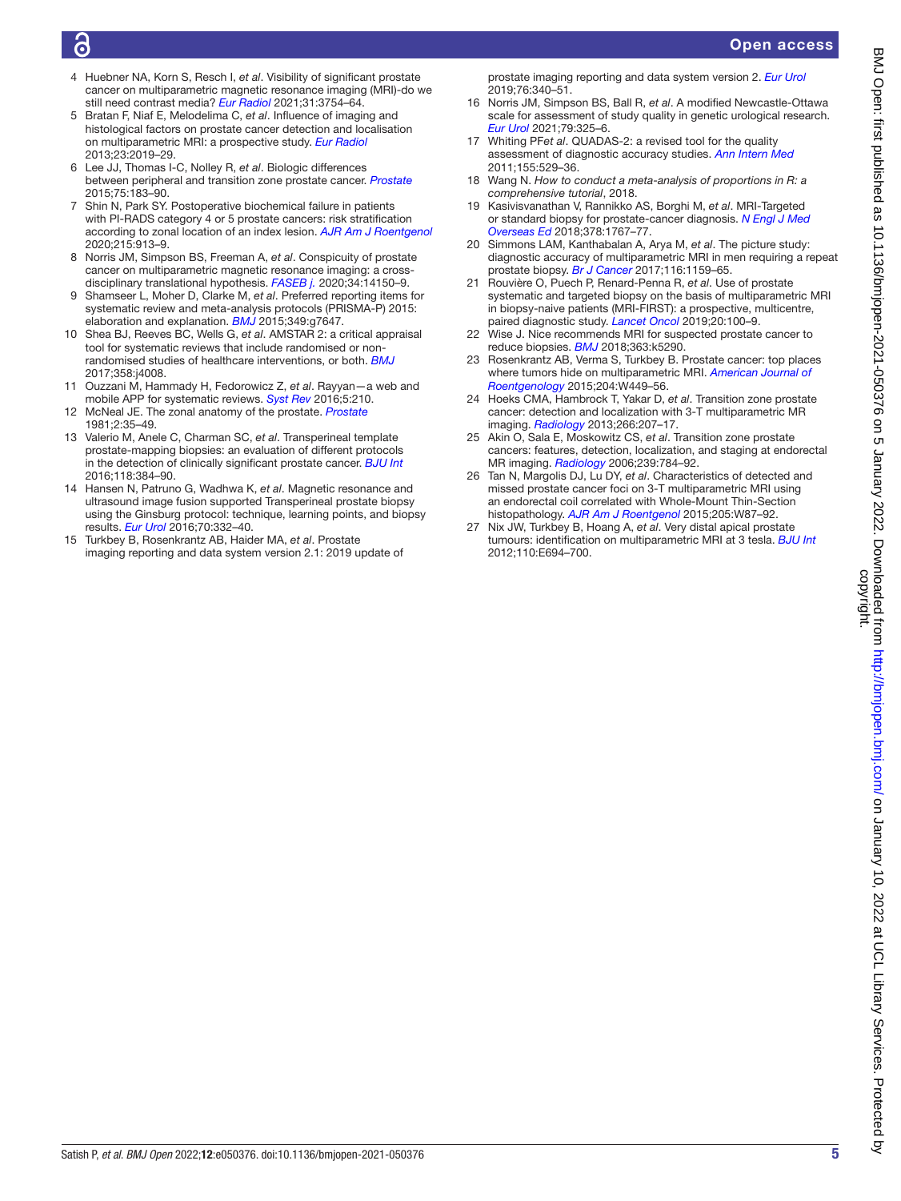4. Huebner NA, Korn S, Resch I, *et al*. Visibility of significant prostate cancer on multiparametric magnetic resonance imaging (MRI)-do we still need contrast media? *Eur Radiol* 2021;31:3754–64.
5. Bratan F, Niaf E, Melodelima C, *et al*. Influence of imaging and histological factors on prostate cancer detection and localisation on multiparametric MRI: a prospective study. *Eur Radiol* 2013;23:2019–29.
6. Lee JJ, Thomas I-C, Nolley R, *et al*. Biologic differences between peripheral and transition zone prostate cancer. *Prostate* 2015;75:183–90.
7. Shin N, Park SY. Postoperative biochemical failure in patients with PI-RADS category 4 or 5 prostate cancers: risk stratification according to zonal location of an index lesion. *AJR Am J Roentgenol* 2020;215:913–9.
8. Norris JM, Simpson BS, Freeman A, *et al*. Conspicuity of prostate cancer on multiparametric magnetic resonance imaging: a cross-disciplinary translational hypothesis. *FASEB j.* 2020;34:14150–9.
9. Shamseer L, Moher D, Clarke M, *et al*. Preferred reporting items for systematic review and meta-analysis protocols (PRISMA-P) 2015: elaboration and explanation. *BMJ* 2015;349:g7647.
10. Shea BJ, Reeves BC, Wells G, *et al*. AMSTAR 2: a critical appraisal tool for systematic reviews that include randomised or non-randomised studies of healthcare interventions, or both. *BMJ* 2017;358:j4008.
11. Ouzzani M, Hammady H, Fedorowicz Z, *et al*. Rayyan—a web and mobile APP for systematic reviews. *Syst Rev* 2016;5:210.
12. McNeal JE. The zonal anatomy of the prostate. *Prostate* 1981;2:35–49.
13. Valerio M, Anele C, Charman SC, *et al*. Transperineal template prostate-mapping biopsies: an evaluation of different protocols in the detection of clinically significant prostate cancer. *BJU Int* 2016;118:384–90.
14. Hansen N, Patruno G, Wadhwa K, *et al*. Magnetic resonance and ultrasound image fusion supported Transperineal prostate biopsy using the Ginsburg protocol: technique, learning points, and biopsy results. *Eur Urol* 2016;70:332–40.
15. Turkbey B, Rosenkrantz AB, Haider MA, *et al*. Prostate imaging reporting and data system version 2.1: 2019 update of prostate imaging reporting and data system version 2. *Eur Urol* 2019;76:340–51.
16. Norris JM, Simpson BS, Ball R, *et al*. A modified Newcastle-Ottawa scale for assessment of study quality in genetic urological research. *Eur Urol* 2021;79:325–6.
17. Whiting PF*et al*. QUADAS-2: a revised tool for the quality assessment of diagnostic accuracy studies. *Ann Intern Med* 2011;155:529–36.
18. Wang N. *How to conduct a meta-analysis of proportions in R: a comprehensive tutorial*, 2018.
19. Kasivisvanathan V, Rannikko AS, Borghi M, *et al*. MRI-Targeted or standard biopsy for prostate-cancer diagnosis. *N Engl J Med Overseas Ed* 2018;378:1767–77.
20. Simmons LAM, Kanthabalan A, Arya M, *et al*. The picture study: diagnostic accuracy of multiparametric MRI in men requiring a repeat prostate biopsy. *Br J Cancer* 2017;116:1159–65.
21. Rouvière O, Puech P, Renard-Penna R, *et al*. Use of prostate systematic and targeted biopsy on the basis of multiparametric MRI in biopsy-naive patients (MRI-FIRST): a prospective, multicentre, paired diagnostic study. *Lancet Oncol* 2019;20:100–9.
22. Wise J. Nice recommends MRI for suspected prostate cancer to reduce biopsies. *BMJ* 2018;363:k5290.
23. Rosenkrantz AB, Verma S, Turkbey B. Prostate cancer: top places where tumors hide on multiparametric MRI. *American Journal of Roentgenology* 2015;204:W449–56.
24. Hoeks CMA, Hambrock T, Yakar D, *et al*. Transition zone prostate cancer: detection and localization with 3-T multiparametric MR imaging. *Radiology* 2013;266:207–17.
25. Akin O, Sala E, Moskowitz CS, *et al*. Transition zone prostate cancers: features, detection, localization, and staging at endorectal MR imaging. *Radiology* 2006;239:784–92.
26. Tan N, Margolis DJ, Lu DY, *et al*. Characteristics of detected and missed prostate cancer foci on 3-T multiparametric MRI using an endorectal coil correlated with Whole-Mount Thin-Section histopathology. *AJR Am J Roentgenol* 2015;205:W87–92.
27. Nix JW, Turkbey B, Hoang A, *et al*. Very distal apical prostate tumours: identification on multiparametric MRI at 3 tesla. *BJU Int* 2012;110:E694–700.